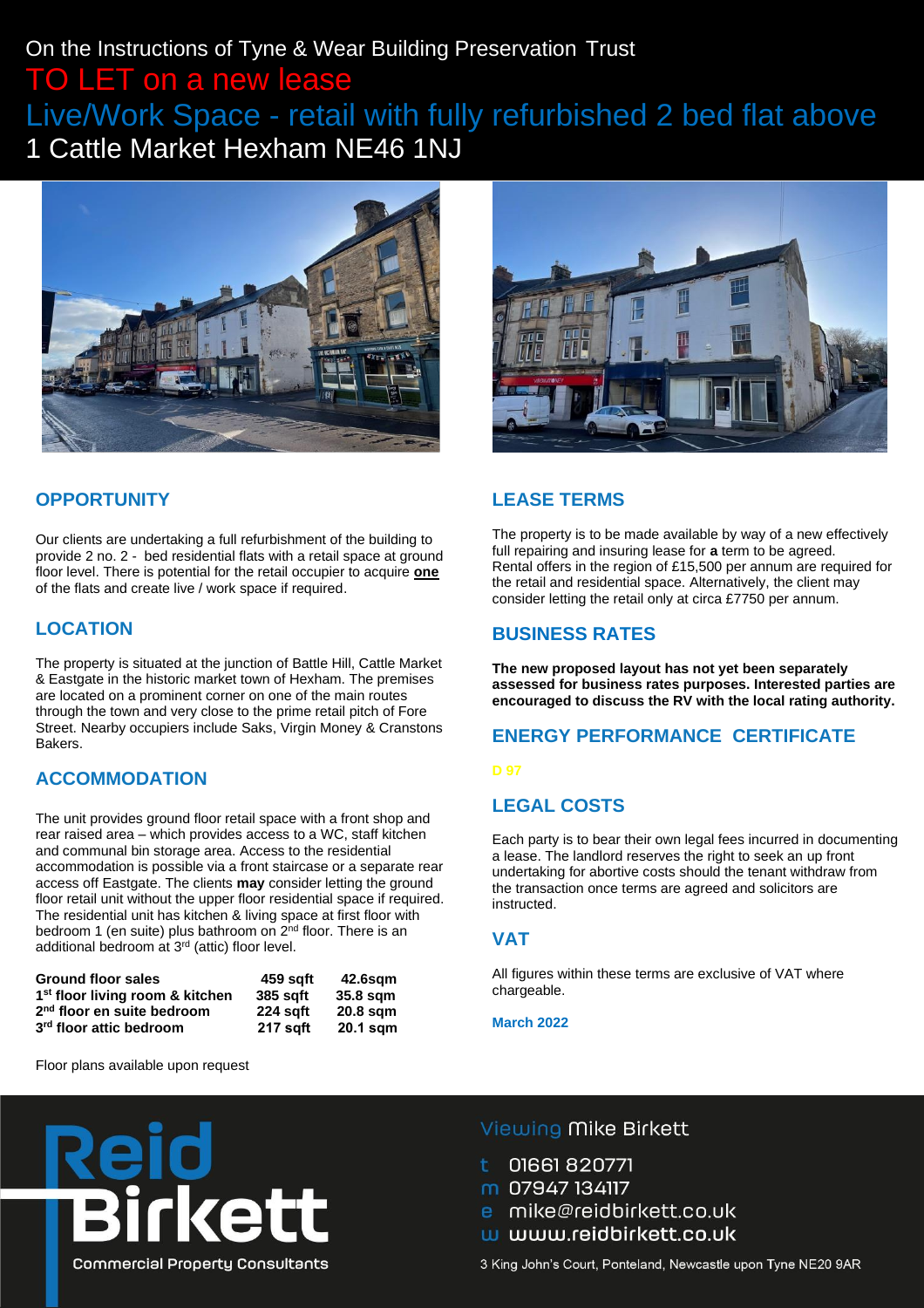On the Instructions of Tyne & Wear Building Preservation Trust

# TO LET on a new lease

# Live/Work Space - retail with fully refurbished 2 bed flat above

# 1 Cattle Market Hexham NE46 1NJ

## OPPORTUNITY

Our clients are undertaking a full refurbishment of the building to provide 2 no. 2 - bed residential flats with a retail space at ground floor level. There is potential for the retail occupier to acquire **one** of the flats and create live / work space if required.

## LOCATION

The property is situated at the junction of Battle Hill, Cattle Market & Eastgate in the historic market town of Hexham. The premises are located on a prominent corner on one of the main routes through the town and very close to the prime retail pitch of Fore Street. Nearby occupiers include Saks, Virgin Money & Cranstons Bakers.

## ACCOMMODATION

The unit provides ground floor retail space with a front shop and rear raised area – which provides access to a WC, staff kitchen and communal bin storage area. Access to the residential accommodation is possible via a front staircase or a separate rear access off Eastgate. The clients **may** consider letting the ground floor retail unit without the upper floor residential space if required. The residential unit has kitchen & living space at first floor with bedroom 1 (en suite) plus bathroom on 2nd floor. There is an additional bedroom at 3rd (attic) floor level.

| | | |
|---|---|---|
| **Ground floor sales** | **459 sqft** | **42.6sqm** |
| **1st floor living room & kitchen** | **385 sqft** | **35.8 sqm** |
| **2nd floor en suite bedroom** | **224 sqft** | **20.8 sqm** |
| **3rd floor attic bedroom** | **217 sqft** | **20.1 sqm** |

Floor plans available upon request

## LEASE TERMS

The property is to be made available by way of a new effectively full repairing and insuring lease for **a** term to be agreed. Rental offers in the region of £15,500 per annum are required for the retail and residential space. Alternatively, the client may consider letting the retail only at circa £7750 per annum.

## BUSINESS RATES

**The new proposed layout has not yet been separately assessed for business rates purposes. Interested parties are encouraged to discuss the RV with the local rating authority.**

## ENERGY PERFORMANCE CERTIFICATE

D 97

## LEGAL COSTS

Each party is to bear their own legal fees incurred in documenting a lease. The landlord reserves the right to seek an up front undertaking for abortive costs should the tenant withdraw from the transaction once terms are agreed and solicitors are instructed.

## VAT

All figures within these terms are exclusive of VAT where chargeable.

**March 2022**

Reid Birkett
Commercial Property Consultants

Viewing Mike Birkett

t 01661 820771
m 07947 134117
e mike@reidbirkett.co.uk
w www.reidbirkett.co.uk

3 King John's Court, Ponteland, Newcastle upon Tyne NE20 9AR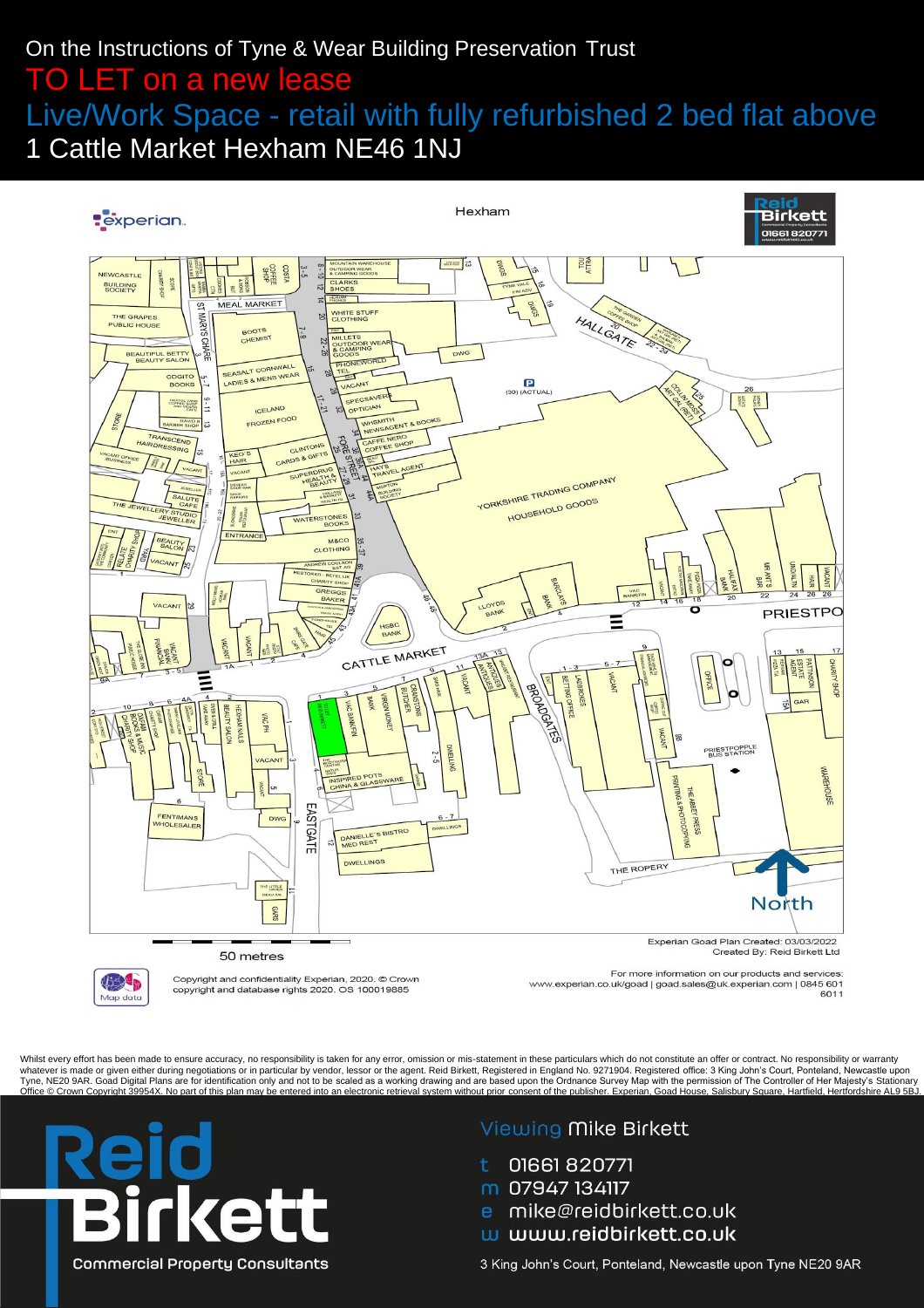On the Instructions of Tyne & Wear Building Preservation Trust

# TO LET on a new lease

## Live/Work Space - retail with fully refurbished 2 bed flat above

## 1 Cattle Market Hexham NE46 1NJ

Experian Goad Plan Created: 03/03/2022
Created By: Reid Birkett Ltd

50 metres

Copyright and confidentiality Experian, 2020. © Crown copyright and database rights 2020. OS 100019885

For more information on our products and services:
www.experian.co.uk/goad | goad.sales@uk.experian.com | 0845 601 6011

Whilst every effort has been made to ensure accuracy, no responsibility is taken for any error, omission or mis-statement in these particulars which do not constitute an offer or contract. No responsibility or warranty whatever is made or given either during negotiations or in particular by vendor, lessor or the agent. Reid Birkett, Registered in England No. 9271904. Registered office: 3 King John's Court, Ponteland, Newcastle upon Tyne, NE20 9AR. Goad Digital Plans are for identification only and not to be scaled as a working drawing and are based upon the Ordnance Survey Map with the permission of The Controller of Her Majesty's Stationary Office © Crown Copyright 39954X. No part of this plan may be entered into an electronic retrieval system without prior consent of the publisher. Experian, Goad House, Salisbury Square, Hartfield, Hertfordshire AL9 5BJ.

**Reid Birkett**
Commercial Property Consultants

### Viewing Mike Birkett

- t 01661 820771
- m 07947 134117
- e mike@reidbirkett.co.uk
- w www.reidbirkett.co.uk

3 King John's Court, Ponteland, Newcastle upon Tyne NE20 9AR